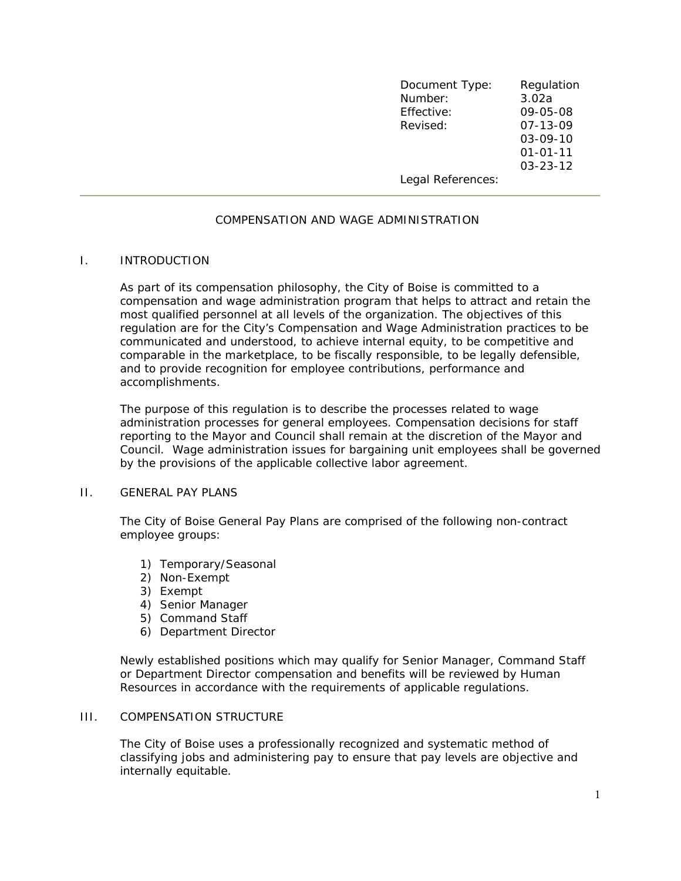| Document Type: | Regulation |
| --- | --- |
| Number: | 3.02a |
| Effective: | 09-05-08 |
| Revised: | 07-13-09 |
| | 03-09-10 |
| | 01-01-11 |
| | 03-23-12 |
| Legal References: | |

---

# COMPENSATION AND WAGE ADMINISTRATION

## I. INTRODUCTION

As part of its compensation philosophy, the City of Boise is committed to a compensation and wage administration program that helps to attract and retain the most qualified personnel at all levels of the organization. The objectives of this regulation are for the City's Compensation and Wage Administration practices to be communicated and understood, to achieve internal equity, to be competitive and comparable in the marketplace, to be fiscally responsible, to be legally defensible, and to provide recognition for employee contributions, performance and accomplishments.

The purpose of this regulation is to describe the processes related to wage administration processes for general employees. Compensation decisions for staff reporting to the Mayor and Council shall remain at the discretion of the Mayor and Council. Wage administration issues for bargaining unit employees shall be governed by the provisions of the applicable collective labor agreement.

## II. GENERAL PAY PLANS

The City of Boise General Pay Plans are comprised of the following non-contract employee groups:

1) Temporary/Seasonal
2) Non-Exempt
3) Exempt
4) Senior Manager
5) Command Staff
6) Department Director

Newly established positions which may qualify for Senior Manager, Command Staff or Department Director compensation and benefits will be reviewed by Human Resources in accordance with the requirements of applicable regulations.

## III. COMPENSATION STRUCTURE

The City of Boise uses a professionally recognized and systematic method of classifying jobs and administering pay to ensure that pay levels are objective and internally equitable.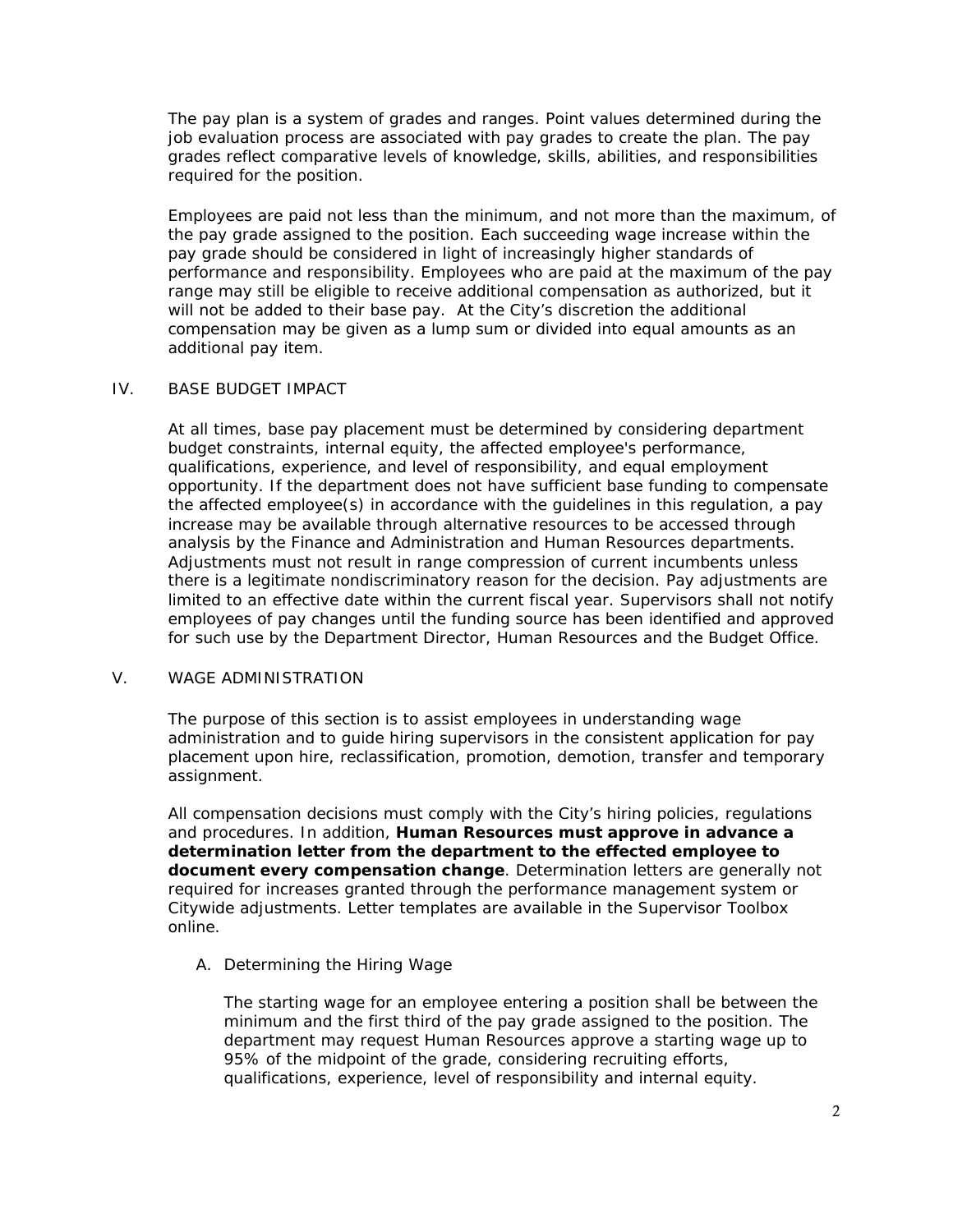The pay plan is a system of grades and ranges. Point values determined during the job evaluation process are associated with pay grades to create the plan. The pay grades reflect comparative levels of knowledge, skills, abilities, and responsibilities required for the position.

Employees are paid not less than the minimum, and not more than the maximum, of the pay grade assigned to the position. Each succeeding wage increase within the pay grade should be considered in light of increasingly higher standards of performance and responsibility. Employees who are paid at the maximum of the pay range may still be eligible to receive additional compensation as authorized, but it will not be added to their base pay. At the City's discretion the additional compensation may be given as a lump sum or divided into equal amounts as an additional pay item.

## IV. BASE BUDGET IMPACT

At all times, base pay placement must be determined by considering department budget constraints, internal equity, the affected employee's performance, qualifications, experience, and level of responsibility, and equal employment opportunity. If the department does not have sufficient base funding to compensate the affected employee(s) in accordance with the guidelines in this regulation, a pay increase may be available through alternative resources to be accessed through analysis by the Finance and Administration and Human Resources departments. Adjustments must not result in range compression of current incumbents unless there is a legitimate nondiscriminatory reason for the decision. Pay adjustments are limited to an effective date within the current fiscal year. Supervisors shall not notify employees of pay changes until the funding source has been identified and approved for such use by the Department Director, Human Resources and the Budget Office.

## V. WAGE ADMINISTRATION

The purpose of this section is to assist employees in understanding wage administration and to guide hiring supervisors in the consistent application for pay placement upon hire, reclassification, promotion, demotion, transfer and temporary assignment.

All compensation decisions must comply with the City's hiring policies, regulations and procedures. In addition, **Human Resources must approve in advance a determination letter from the department to the effected employee to document every compensation change**. Determination letters are generally not required for increases granted through the performance management system or Citywide adjustments. Letter templates are available in the Supervisor Toolbox online.

### A. Determining the Hiring Wage

The starting wage for an employee entering a position shall be between the minimum and the first third of the pay grade assigned to the position. The department may request Human Resources approve a starting wage up to 95% of the midpoint of the grade, considering recruiting efforts, qualifications, experience, level of responsibility and internal equity.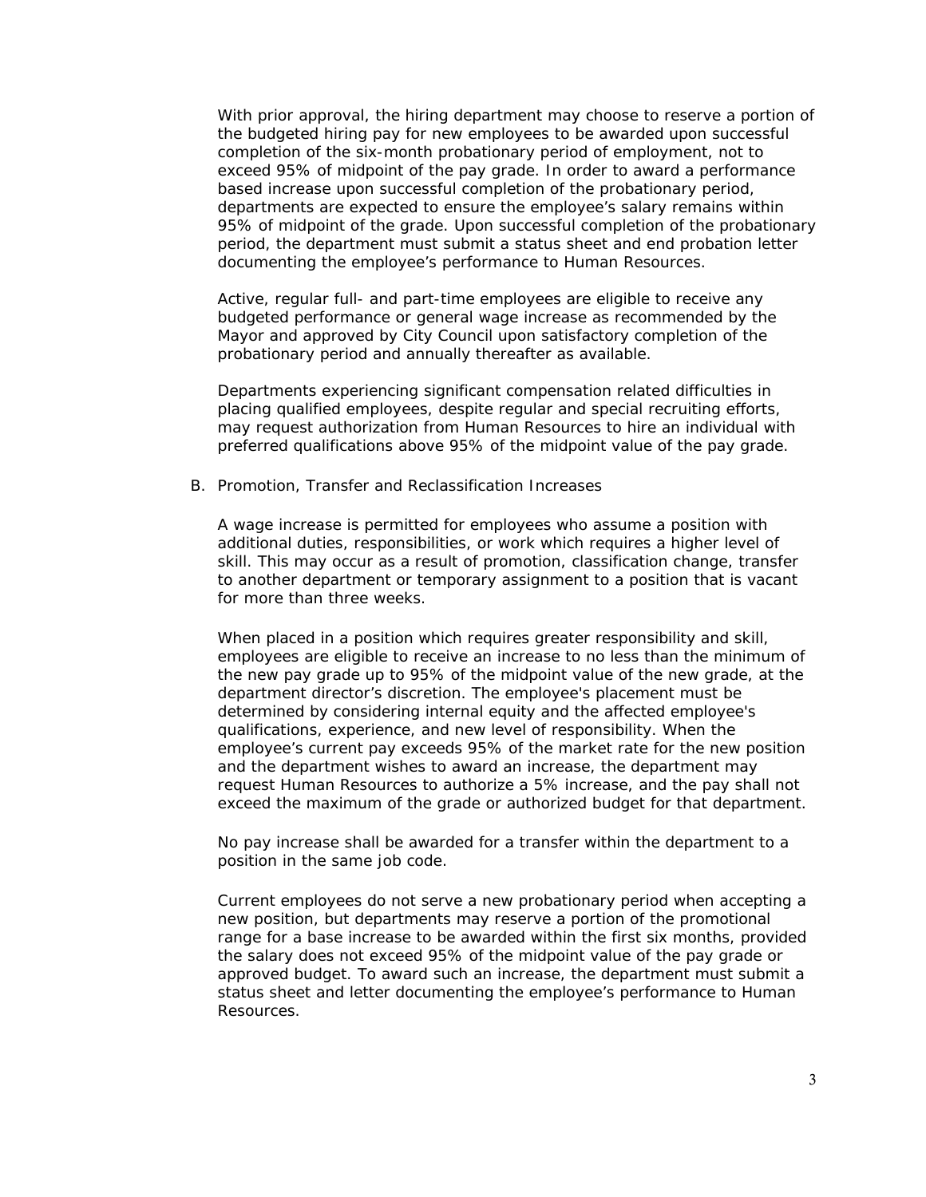With prior approval, the hiring department may choose to reserve a portion of the budgeted hiring pay for new employees to be awarded upon successful completion of the six-month probationary period of employment, not to exceed 95% of midpoint of the pay grade. In order to award a performance based increase upon successful completion of the probationary period, departments are expected to ensure the employee's salary remains within 95% of midpoint of the grade. Upon successful completion of the probationary period, the department must submit a status sheet and end probation letter documenting the employee's performance to Human Resources.

Active, regular full- and part-time employees are eligible to receive any budgeted performance or general wage increase as recommended by the Mayor and approved by City Council upon satisfactory completion of the probationary period and annually thereafter as available.

Departments experiencing significant compensation related difficulties in placing qualified employees, despite regular and special recruiting efforts, may request authorization from Human Resources to hire an individual with preferred qualifications above 95% of the midpoint value of the pay grade.

B. Promotion, Transfer and Reclassification Increases

A wage increase is permitted for employees who assume a position with additional duties, responsibilities, or work which requires a higher level of skill. This may occur as a result of promotion, classification change, transfer to another department or temporary assignment to a position that is vacant for more than three weeks.

When placed in a position which requires greater responsibility and skill, employees are eligible to receive an increase to no less than the minimum of the new pay grade up to 95% of the midpoint value of the new grade, at the department director's discretion. The employee's placement must be determined by considering internal equity and the affected employee's qualifications, experience, and new level of responsibility. When the employee's current pay exceeds 95% of the market rate for the new position and the department wishes to award an increase, the department may request Human Resources to authorize a 5% increase, and the pay shall not exceed the maximum of the grade or authorized budget for that department.

No pay increase shall be awarded for a transfer within the department to a position in the same job code.

Current employees do not serve a new probationary period when accepting a new position, but departments may reserve a portion of the promotional range for a base increase to be awarded within the first six months, provided the salary does not exceed 95% of the midpoint value of the pay grade or approved budget. To award such an increase, the department must submit a status sheet and letter documenting the employee's performance to Human Resources.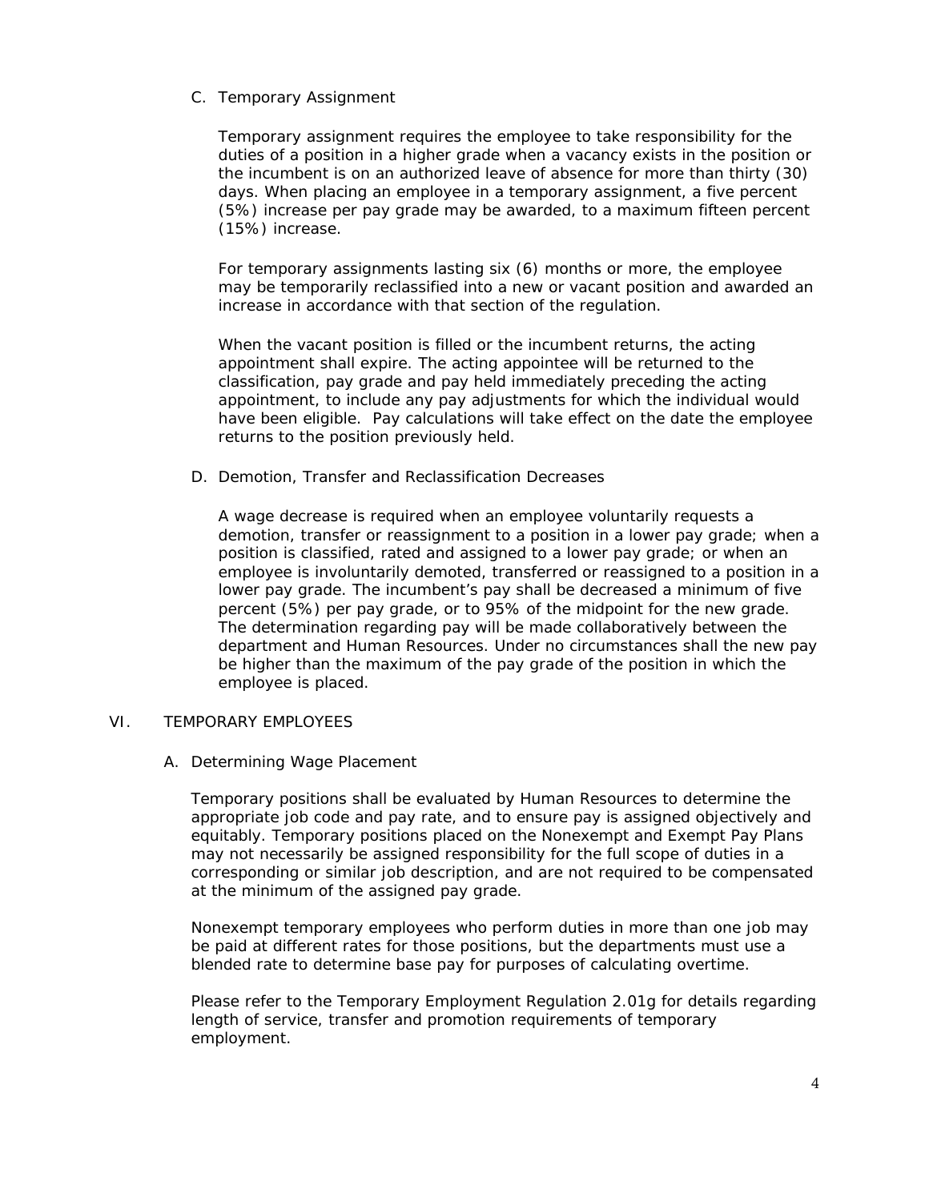C. Temporary Assignment

Temporary assignment requires the employee to take responsibility for the duties of a position in a higher grade when a vacancy exists in the position or the incumbent is on an authorized leave of absence for more than thirty (30) days. When placing an employee in a temporary assignment, a five percent (5%) increase per pay grade may be awarded, to a maximum fifteen percent (15%) increase.

For temporary assignments lasting six (6) months or more, the employee may be temporarily reclassified into a new or vacant position and awarded an increase in accordance with that section of the regulation.

When the vacant position is filled or the incumbent returns, the acting appointment shall expire. The acting appointee will be returned to the classification, pay grade and pay held immediately preceding the acting appointment, to include any pay adjustments for which the individual would have been eligible. Pay calculations will take effect on the date the employee returns to the position previously held.

D. Demotion, Transfer and Reclassification Decreases

A wage decrease is required when an employee voluntarily requests a demotion, transfer or reassignment to a position in a lower pay grade; when a position is classified, rated and assigned to a lower pay grade; or when an employee is involuntarily demoted, transferred or reassigned to a position in a lower pay grade. The incumbent's pay shall be decreased a minimum of five percent (5%) per pay grade, or to 95% of the midpoint for the new grade. The determination regarding pay will be made collaboratively between the department and Human Resources. Under no circumstances shall the new pay be higher than the maximum of the pay grade of the position in which the employee is placed.

## VI. TEMPORARY EMPLOYEES

A. Determining Wage Placement

Temporary positions shall be evaluated by Human Resources to determine the appropriate job code and pay rate, and to ensure pay is assigned objectively and equitably. Temporary positions placed on the Nonexempt and Exempt Pay Plans may not necessarily be assigned responsibility for the full scope of duties in a corresponding or similar job description, and are not required to be compensated at the minimum of the assigned pay grade.

Nonexempt temporary employees who perform duties in more than one job may be paid at different rates for those positions, but the departments must use a blended rate to determine base pay for purposes of calculating overtime.

Please refer to the Temporary Employment Regulation 2.01g for details regarding length of service, transfer and promotion requirements of temporary employment.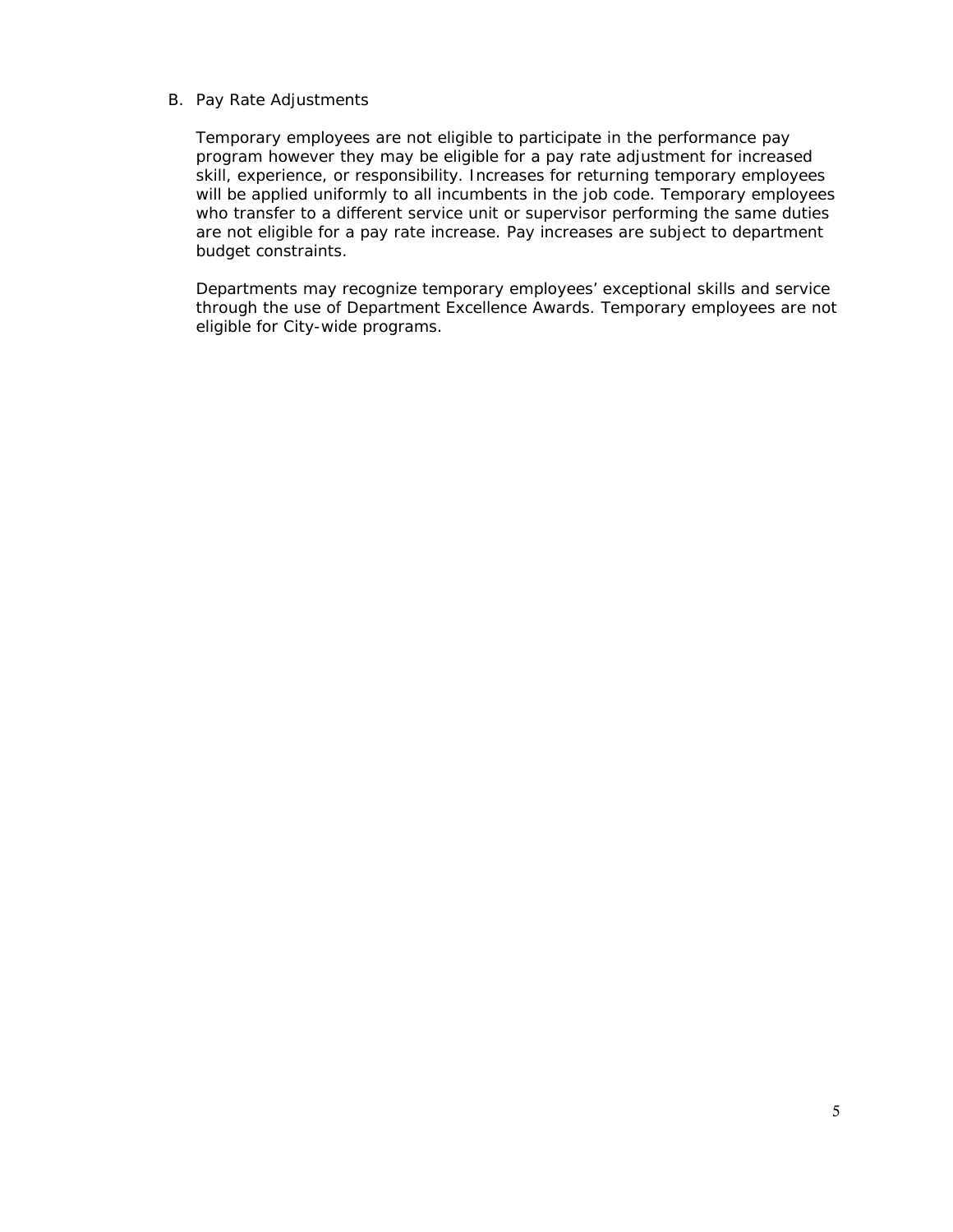### B. Pay Rate Adjustments

Temporary employees are not eligible to participate in the performance pay program however they may be eligible for a pay rate adjustment for increased skill, experience, or responsibility. Increases for returning temporary employees will be applied uniformly to all incumbents in the job code. Temporary employees who transfer to a different service unit or supervisor performing the same duties are not eligible for a pay rate increase. Pay increases are subject to department budget constraints.

Departments may recognize temporary employees' exceptional skills and service through the use of Department Excellence Awards. Temporary employees are not eligible for City-wide programs.